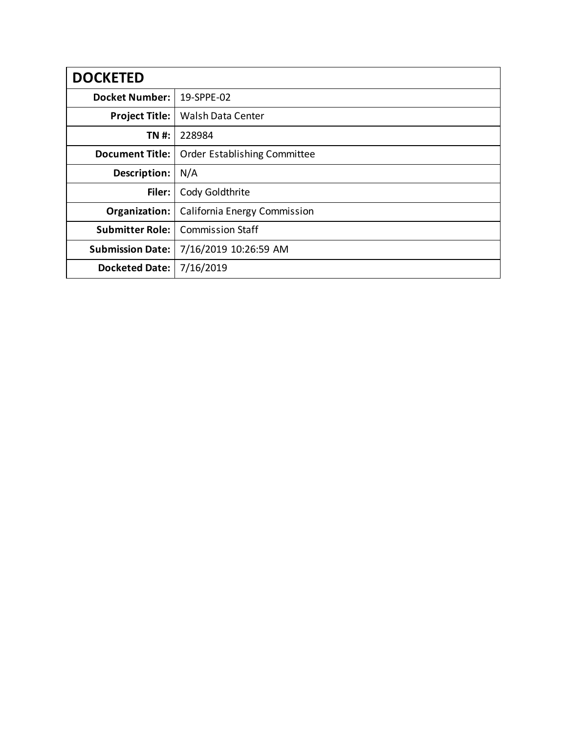| DOCKETED | |
|---|---|
| **Docket Number:** | 19-SPPE-02 |
| **Project Title:** | Walsh Data Center |
| **TN #:** | 228984 |
| **Document Title:** | Order Establishing Committee |
| **Description:** | N/A |
| **Filer:** | Cody Goldthrite |
| **Organization:** | California Energy Commission |
| **Submitter Role:** | Commission Staff |
| **Submission Date:** | 7/16/2019 10:26:59 AM |
| **Docketed Date:** | 7/16/2019 |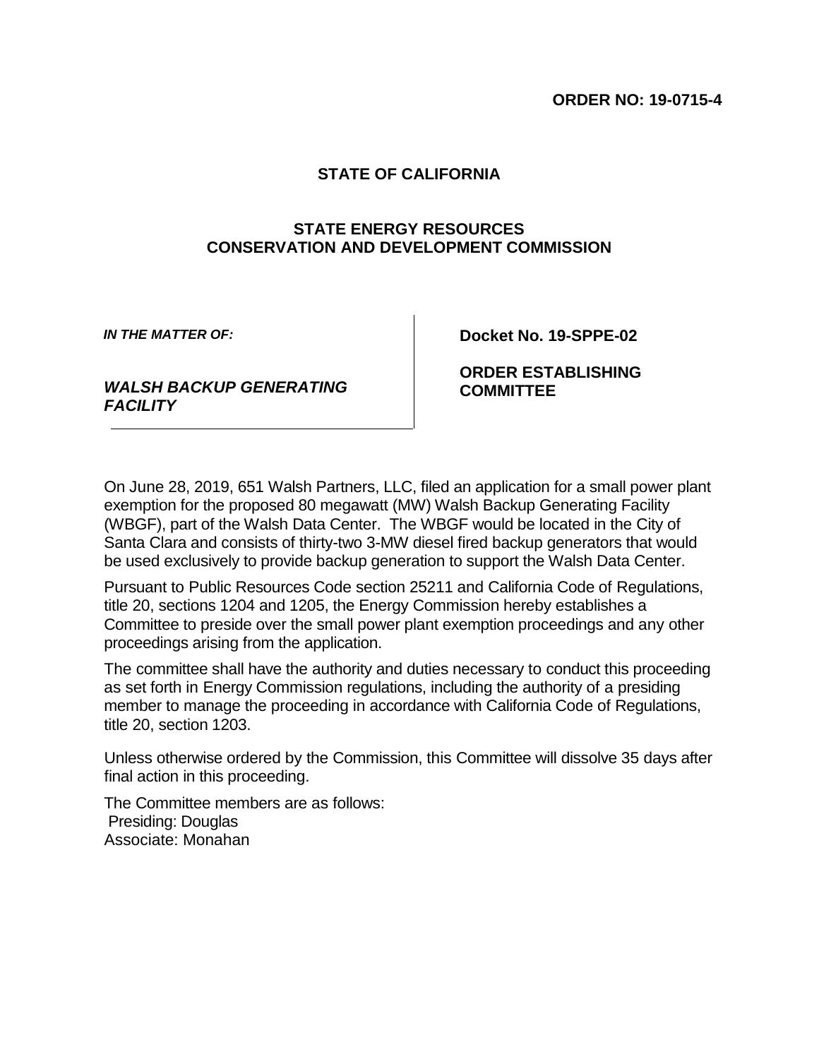**ORDER NO: 19-0715-4**

**STATE OF CALIFORNIA**

**STATE ENERGY RESOURCES CONSERVATION AND DEVELOPMENT COMMISSION**

| ***IN THE MATTER OF:*** <br><br> ***WALSH BACKUP GENERATING FACILITY*** | **Docket No. 19-SPPE-02** <br><br> **ORDER ESTABLISHING COMMITTEE** |
|---|---|

On June 28, 2019, 651 Walsh Partners, LLC, filed an application for a small power plant exemption for the proposed 80 megawatt (MW) Walsh Backup Generating Facility (WBGF), part of the Walsh Data Center. The WBGF would be located in the City of Santa Clara and consists of thirty-two 3-MW diesel fired backup generators that would be used exclusively to provide backup generation to support the Walsh Data Center.

Pursuant to Public Resources Code section 25211 and California Code of Regulations, title 20, sections 1204 and 1205, the Energy Commission hereby establishes a Committee to preside over the small power plant exemption proceedings and any other proceedings arising from the application.

The committee shall have the authority and duties necessary to conduct this proceeding as set forth in Energy Commission regulations, including the authority of a presiding member to manage the proceeding in accordance with California Code of Regulations, title 20, section 1203.

Unless otherwise ordered by the Commission, this Committee will dissolve 35 days after final action in this proceeding.

The Committee members are as follows:
Presiding: Douglas
Associate: Monahan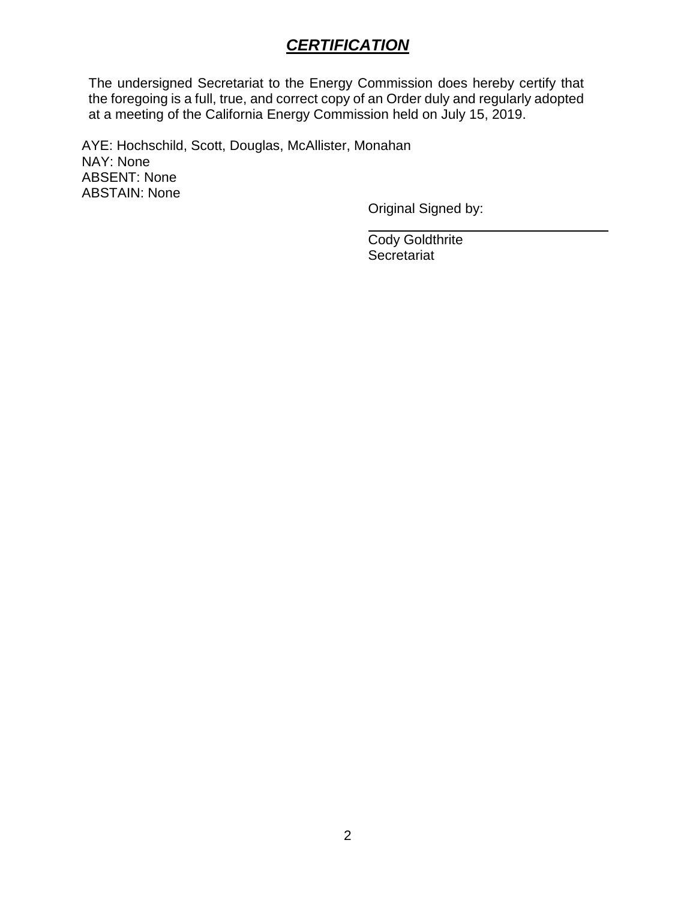## ***CERTIFICATION***

The undersigned Secretariat to the Energy Commission does hereby certify that the foregoing is a full, true, and correct copy of an Order duly and regularly adopted at a meeting of the California Energy Commission held on July 15, 2019.

AYE: Hochschild, Scott, Douglas, McAllister, Monahan
NAY: None
ABSENT: None
ABSTAIN: None

Original Signed by:

Cody Goldthrite
Secretariat